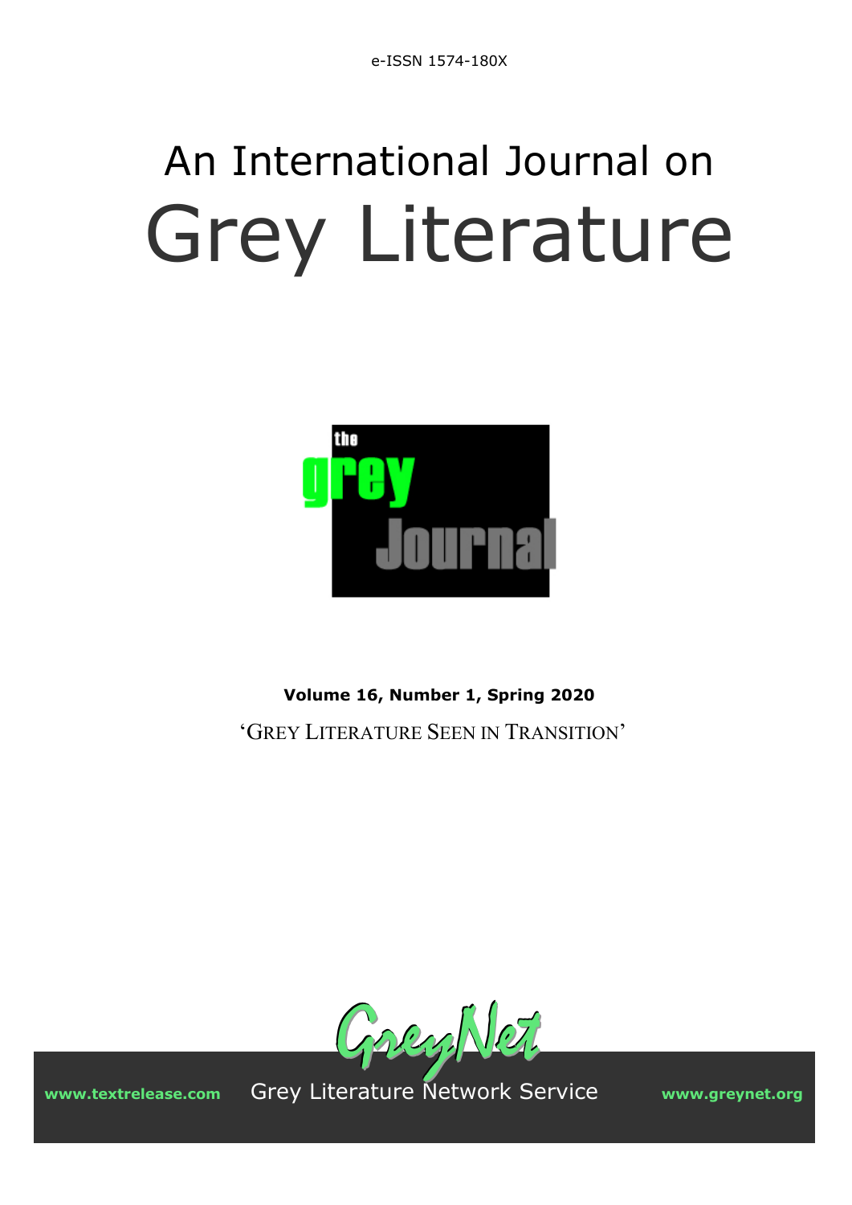e-ISSN 1574-180X

# An International Journal on Grey Literature

**Volume 16, Number 1, Spring 2020**

'GREY LITERATURE SEEN IN TRANSITION'

GreyNet

www.textrelease.com Grey Literature Network Service www.greynet.org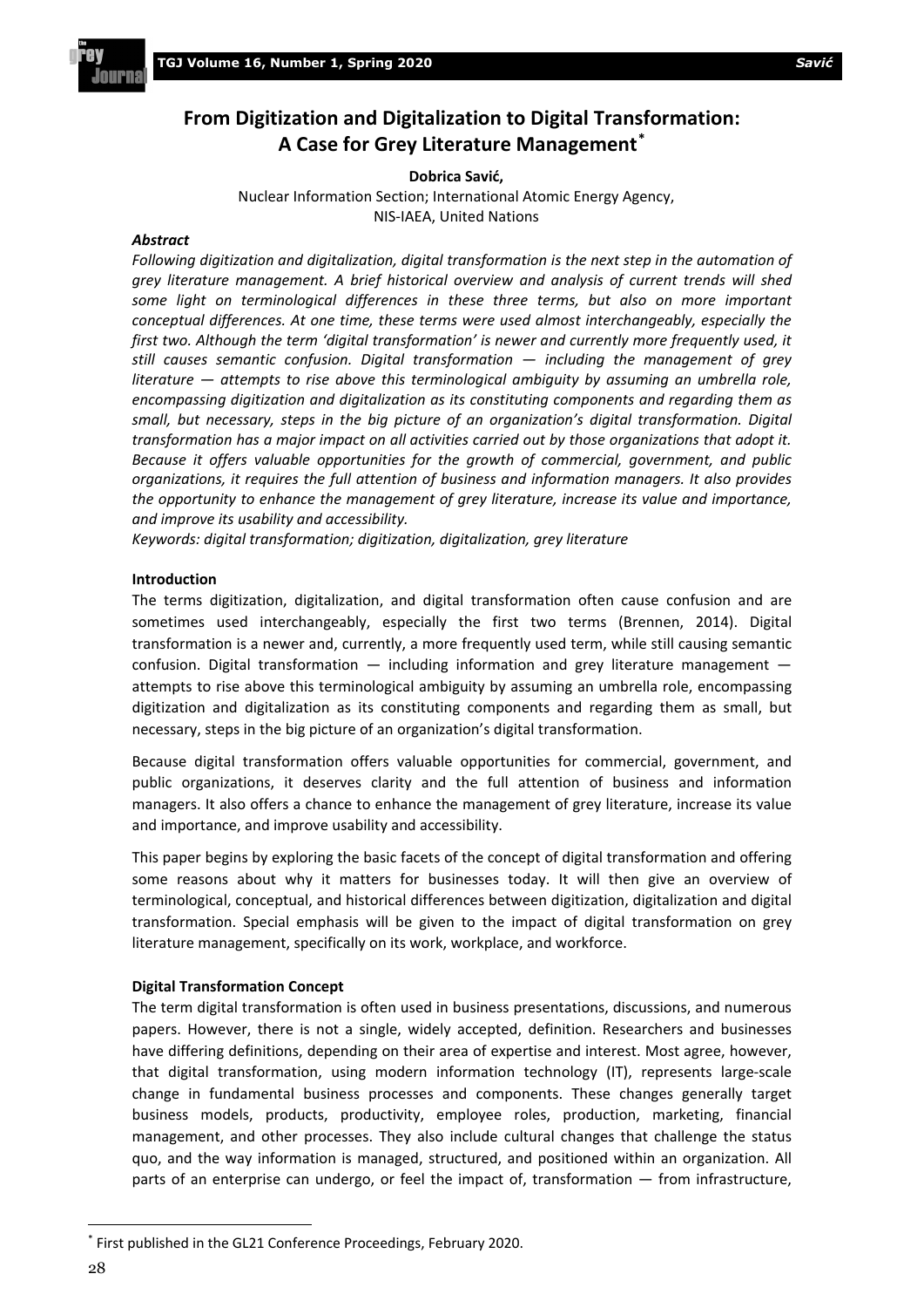# From Digitization and Digitalization to Digital Transformation: A Case for Grey Literature Management[*]

**Dobrica Savić,**

Nuclear Information Section; International Atomic Energy Agency, NIS-IAEA, United Nations

***Abstract***

*Following digitization and digitalization, digital transformation is the next step in the automation of grey literature management. A brief historical overview and analysis of current trends will shed some light on terminological differences in these three terms, but also on more important conceptual differences. At one time, these terms were used almost interchangeably, especially the first two. Although the term 'digital transformation' is newer and currently more frequently used, it still causes semantic confusion. Digital transformation — including the management of grey literature — attempts to rise above this terminological ambiguity by assuming an umbrella role, encompassing digitization and digitalization as its constituting components and regarding them as small, but necessary, steps in the big picture of an organization's digital transformation. Digital transformation has a major impact on all activities carried out by those organizations that adopt it. Because it offers valuable opportunities for the growth of commercial, government, and public organizations, it requires the full attention of business and information managers. It also provides the opportunity to enhance the management of grey literature, increase its value and importance, and improve its usability and accessibility.*

*Keywords: digital transformation; digitization, digitalization, grey literature*

**Introduction**

The terms digitization, digitalization, and digital transformation often cause confusion and are sometimes used interchangeably, especially the first two terms (Brennen, 2014). Digital transformation is a newer and, currently, a more frequently used term, while still causing semantic confusion. Digital transformation — including information and grey literature management — attempts to rise above this terminological ambiguity by assuming an umbrella role, encompassing digitization and digitalization as its constituting components and regarding them as small, but necessary, steps in the big picture of an organization's digital transformation.

Because digital transformation offers valuable opportunities for commercial, government, and public organizations, it deserves clarity and the full attention of business and information managers. It also offers a chance to enhance the management of grey literature, increase its value and importance, and improve usability and accessibility.

This paper begins by exploring the basic facets of the concept of digital transformation and offering some reasons about why it matters for businesses today. It will then give an overview of terminological, conceptual, and historical differences between digitization, digitalization and digital transformation. Special emphasis will be given to the impact of digital transformation on grey literature management, specifically on its work, workplace, and workforce.

**Digital Transformation Concept**

The term digital transformation is often used in business presentations, discussions, and numerous papers. However, there is not a single, widely accepted, definition. Researchers and businesses have differing definitions, depending on their area of expertise and interest. Most agree, however, that digital transformation, using modern information technology (IT), represents large-scale change in fundamental business processes and components. These changes generally target business models, products, productivity, employee roles, production, marketing, financial management, and other processes. They also include cultural changes that challenge the status quo, and the way information is managed, structured, and positioned within an organization. All parts of an enterprise can undergo, or feel the impact of, transformation — from infrastructure,

[*] First published in the GL21 Conference Proceedings, February 2020.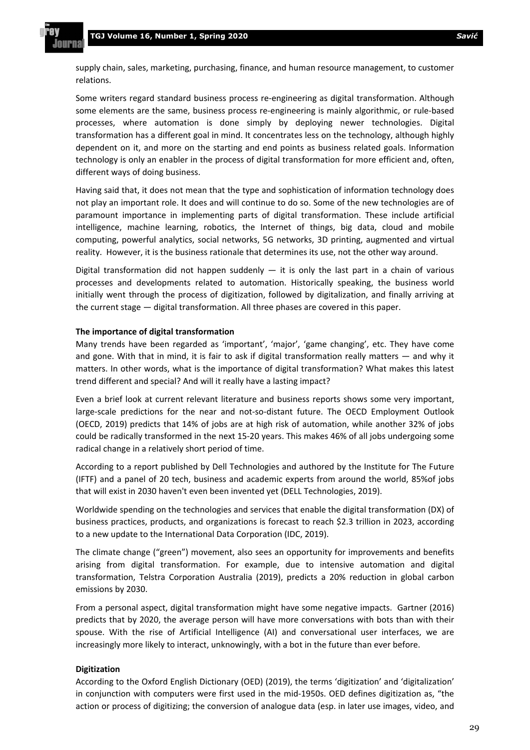supply chain, sales, marketing, purchasing, finance, and human resource management, to customer relations.

Some writers regard standard business process re-engineering as digital transformation. Although some elements are the same, business process re-engineering is mainly algorithmic, or rule-based processes, where automation is done simply by deploying newer technologies. Digital transformation has a different goal in mind. It concentrates less on the technology, although highly dependent on it, and more on the starting and end points as business related goals. Information technology is only an enabler in the process of digital transformation for more efficient and, often, different ways of doing business.

Having said that, it does not mean that the type and sophistication of information technology does not play an important role. It does and will continue to do so. Some of the new technologies are of paramount importance in implementing parts of digital transformation. These include artificial intelligence, machine learning, robotics, the Internet of things, big data, cloud and mobile computing, powerful analytics, social networks, 5G networks, 3D printing, augmented and virtual reality. However, it is the business rationale that determines its use, not the other way around.

Digital transformation did not happen suddenly — it is only the last part in a chain of various processes and developments related to automation. Historically speaking, the business world initially went through the process of digitization, followed by digitalization, and finally arriving at the current stage — digital transformation. All three phases are covered in this paper.

**The importance of digital transformation**

Many trends have been regarded as 'important', 'major', 'game changing', etc. They have come and gone. With that in mind, it is fair to ask if digital transformation really matters — and why it matters. In other words, what is the importance of digital transformation? What makes this latest trend different and special? And will it really have a lasting impact?

Even a brief look at current relevant literature and business reports shows some very important, large-scale predictions for the near and not-so-distant future. The OECD Employment Outlook (OECD, 2019) predicts that 14% of jobs are at high risk of automation, while another 32% of jobs could be radically transformed in the next 15-20 years. This makes 46% of all jobs undergoing some radical change in a relatively short period of time.

According to a report published by Dell Technologies and authored by the Institute for The Future (IFTF) and a panel of 20 tech, business and academic experts from around the world, 85%of jobs that will exist in 2030 haven't even been invented yet (DELL Technologies, 2019).

Worldwide spending on the technologies and services that enable the digital transformation (DX) of business practices, products, and organizations is forecast to reach $2.3 trillion in 2023, according to a new update to the International Data Corporation (IDC, 2019).

The climate change ("green") movement, also sees an opportunity for improvements and benefits arising from digital transformation. For example, due to intensive automation and digital transformation, Telstra Corporation Australia (2019), predicts a 20% reduction in global carbon emissions by 2030.

From a personal aspect, digital transformation might have some negative impacts. Gartner (2016) predicts that by 2020, the average person will have more conversations with bots than with their spouse. With the rise of Artificial Intelligence (AI) and conversational user interfaces, we are increasingly more likely to interact, unknowingly, with a bot in the future than ever before.

**Digitization**

According to the Oxford English Dictionary (OED) (2019), the terms 'digitization' and 'digitalization' in conjunction with computers were first used in the mid-1950s. OED defines digitization as, "the action or process of digitizing; the conversion of analogue data (esp. in later use images, video, and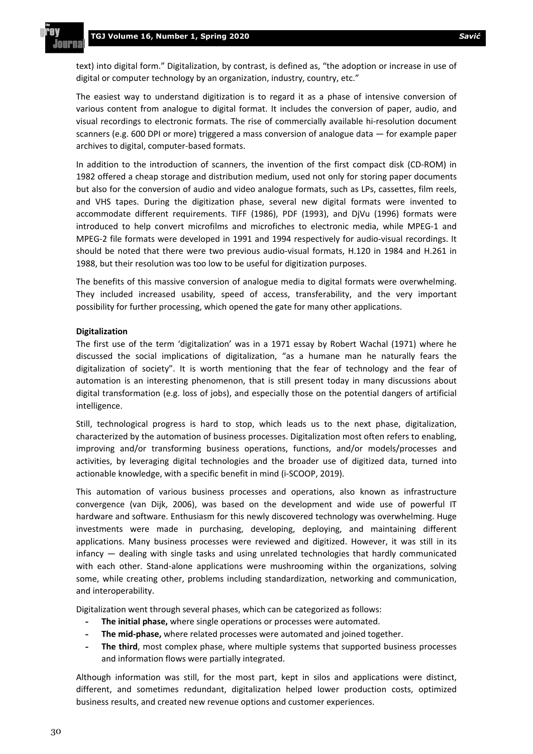text) into digital form." Digitalization, by contrast, is defined as, "the adoption or increase in use of digital or computer technology by an organization, industry, country, etc."

The easiest way to understand digitization is to regard it as a phase of intensive conversion of various content from analogue to digital format. It includes the conversion of paper, audio, and visual recordings to electronic formats. The rise of commercially available hi-resolution document scanners (e.g. 600 DPI or more) triggered a mass conversion of analogue data — for example paper archives to digital, computer-based formats.

In addition to the introduction of scanners, the invention of the first compact disk (CD-ROM) in 1982 offered a cheap storage and distribution medium, used not only for storing paper documents but also for the conversion of audio and video analogue formats, such as LPs, cassettes, film reels, and VHS tapes. During the digitization phase, several new digital formats were invented to accommodate different requirements. TIFF (1986), PDF (1993), and DjVu (1996) formats were introduced to help convert microfilms and microfiches to electronic media, while MPEG-1 and MPEG-2 file formats were developed in 1991 and 1994 respectively for audio-visual recordings. It should be noted that there were two previous audio-visual formats, H.120 in 1984 and H.261 in 1988, but their resolution was too low to be useful for digitization purposes.

The benefits of this massive conversion of analogue media to digital formats were overwhelming. They included increased usability, speed of access, transferability, and the very important possibility for further processing, which opened the gate for many other applications.

**Digitalization**

The first use of the term 'digitalization' was in a 1971 essay by Robert Wachal (1971) where he discussed the social implications of digitalization, "as a humane man he naturally fears the digitalization of society". It is worth mentioning that the fear of technology and the fear of automation is an interesting phenomenon, that is still present today in many discussions about digital transformation (e.g. loss of jobs), and especially those on the potential dangers of artificial intelligence.

Still, technological progress is hard to stop, which leads us to the next phase, digitalization, characterized by the automation of business processes. Digitalization most often refers to enabling, improving and/or transforming business operations, functions, and/or models/processes and activities, by leveraging digital technologies and the broader use of digitized data, turned into actionable knowledge, with a specific benefit in mind (i-SCOOP, 2019).

This automation of various business processes and operations, also known as infrastructure convergence (van Dijk, 2006), was based on the development and wide use of powerful IT hardware and software. Enthusiasm for this newly discovered technology was overwhelming. Huge investments were made in purchasing, developing, deploying, and maintaining different applications. Many business processes were reviewed and digitized. However, it was still in its infancy — dealing with single tasks and using unrelated technologies that hardly communicated with each other. Stand-alone applications were mushrooming within the organizations, solving some, while creating other, problems including standardization, networking and communication, and interoperability.

Digitalization went through several phases, which can be categorized as follows:

- **The initial phase,** where single operations or processes were automated.
- **The mid-phase,** where related processes were automated and joined together.
- **The third**, most complex phase, where multiple systems that supported business processes and information flows were partially integrated.

Although information was still, for the most part, kept in silos and applications were distinct, different, and sometimes redundant, digitalization helped lower production costs, optimized business results, and created new revenue options and customer experiences.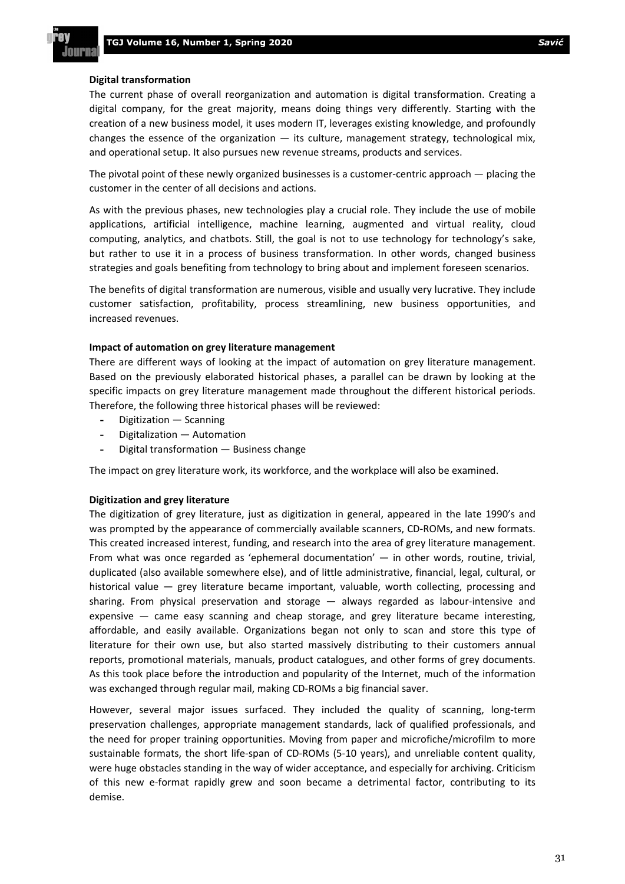### Digital transformation

The current phase of overall reorganization and automation is digital transformation. Creating a digital company, for the great majority, means doing things very differently. Starting with the creation of a new business model, it uses modern IT, leverages existing knowledge, and profoundly changes the essence of the organization — its culture, management strategy, technological mix, and operational setup. It also pursues new revenue streams, products and services.

The pivotal point of these newly organized businesses is a customer-centric approach — placing the customer in the center of all decisions and actions.

As with the previous phases, new technologies play a crucial role. They include the use of mobile applications, artificial intelligence, machine learning, augmented and virtual reality, cloud computing, analytics, and chatbots. Still, the goal is not to use technology for technology's sake, but rather to use it in a process of business transformation. In other words, changed business strategies and goals benefiting from technology to bring about and implement foreseen scenarios.

The benefits of digital transformation are numerous, visible and usually very lucrative. They include customer satisfaction, profitability, process streamlining, new business opportunities, and increased revenues.

### Impact of automation on grey literature management

There are different ways of looking at the impact of automation on grey literature management. Based on the previously elaborated historical phases, a parallel can be drawn by looking at the specific impacts on grey literature management made throughout the different historical periods. Therefore, the following three historical phases will be reviewed:

- Digitization — Scanning
- Digitalization — Automation
- Digital transformation — Business change

The impact on grey literature work, its workforce, and the workplace will also be examined.

### Digitization and grey literature

The digitization of grey literature, just as digitization in general, appeared in the late 1990's and was prompted by the appearance of commercially available scanners, CD-ROMs, and new formats. This created increased interest, funding, and research into the area of grey literature management. From what was once regarded as 'ephemeral documentation' — in other words, routine, trivial, duplicated (also available somewhere else), and of little administrative, financial, legal, cultural, or historical value — grey literature became important, valuable, worth collecting, processing and sharing. From physical preservation and storage — always regarded as labour-intensive and expensive — came easy scanning and cheap storage, and grey literature became interesting, affordable, and easily available. Organizations began not only to scan and store this type of literature for their own use, but also started massively distributing to their customers annual reports, promotional materials, manuals, product catalogues, and other forms of grey documents. As this took place before the introduction and popularity of the Internet, much of the information was exchanged through regular mail, making CD-ROMs a big financial saver.

However, several major issues surfaced. They included the quality of scanning, long-term preservation challenges, appropriate management standards, lack of qualified professionals, and the need for proper training opportunities. Moving from paper and microfiche/microfilm to more sustainable formats, the short life-span of CD-ROMs (5-10 years), and unreliable content quality, were huge obstacles standing in the way of wider acceptance, and especially for archiving. Criticism of this new e-format rapidly grew and soon became a detrimental factor, contributing to its demise.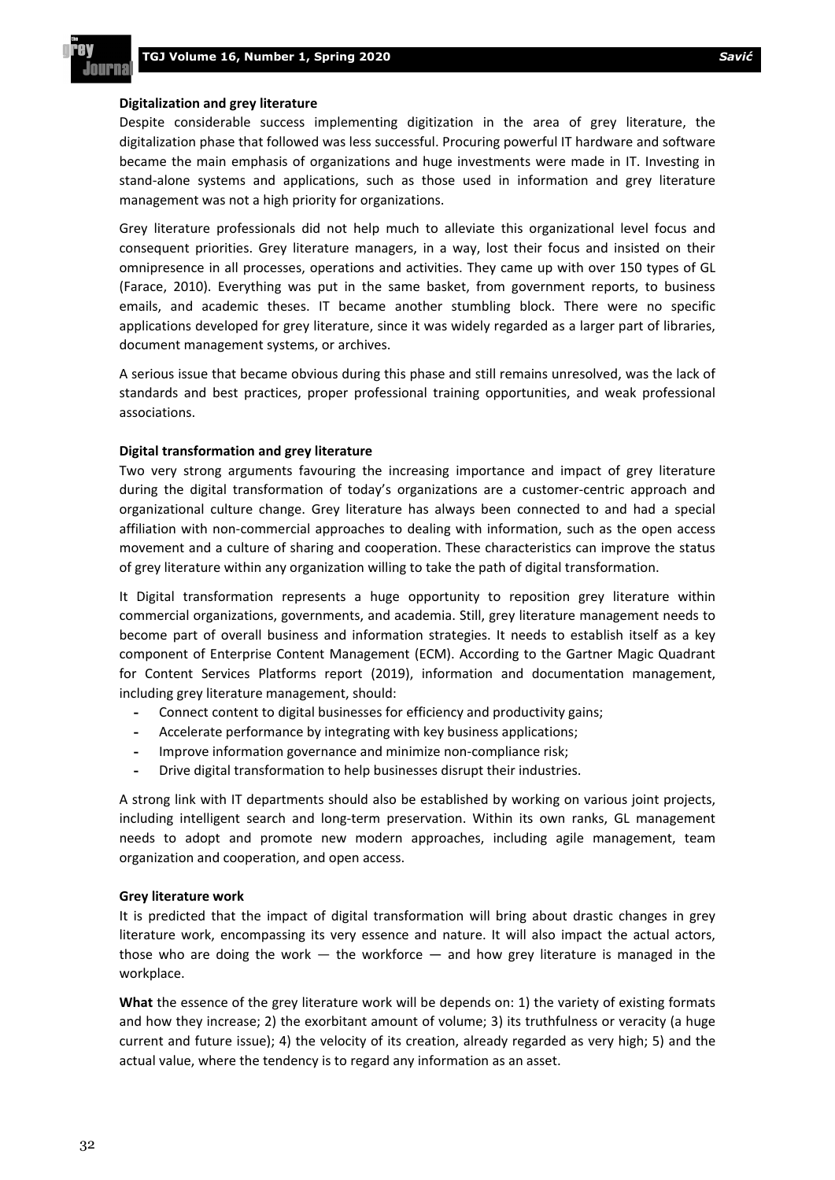**Digitalization and grey literature**

Despite considerable success implementing digitization in the area of grey literature, the digitalization phase that followed was less successful. Procuring powerful IT hardware and software became the main emphasis of organizations and huge investments were made in IT. Investing in stand-alone systems and applications, such as those used in information and grey literature management was not a high priority for organizations.

Grey literature professionals did not help much to alleviate this organizational level focus and consequent priorities. Grey literature managers, in a way, lost their focus and insisted on their omnipresence in all processes, operations and activities. They came up with over 150 types of GL (Farace, 2010). Everything was put in the same basket, from government reports, to business emails, and academic theses. IT became another stumbling block. There were no specific applications developed for grey literature, since it was widely regarded as a larger part of libraries, document management systems, or archives.

A serious issue that became obvious during this phase and still remains unresolved, was the lack of standards and best practices, proper professional training opportunities, and weak professional associations.

**Digital transformation and grey literature**

Two very strong arguments favouring the increasing importance and impact of grey literature during the digital transformation of today's organizations are a customer-centric approach and organizational culture change. Grey literature has always been connected to and had a special affiliation with non-commercial approaches to dealing with information, such as the open access movement and a culture of sharing and cooperation. These characteristics can improve the status of grey literature within any organization willing to take the path of digital transformation.

It Digital transformation represents a huge opportunity to reposition grey literature within commercial organizations, governments, and academia. Still, grey literature management needs to become part of overall business and information strategies. It needs to establish itself as a key component of Enterprise Content Management (ECM). According to the Gartner Magic Quadrant for Content Services Platforms report (2019), information and documentation management, including grey literature management, should:

- Connect content to digital businesses for efficiency and productivity gains;
- Accelerate performance by integrating with key business applications;
- Improve information governance and minimize non-compliance risk;
- Drive digital transformation to help businesses disrupt their industries.

A strong link with IT departments should also be established by working on various joint projects, including intelligent search and long-term preservation. Within its own ranks, GL management needs to adopt and promote new modern approaches, including agile management, team organization and cooperation, and open access.

**Grey literature work**

It is predicted that the impact of digital transformation will bring about drastic changes in grey literature work, encompassing its very essence and nature. It will also impact the actual actors, those who are doing the work — the workforce — and how grey literature is managed in the workplace.

**What** the essence of the grey literature work will be depends on: 1) the variety of existing formats and how they increase; 2) the exorbitant amount of volume; 3) its truthfulness or veracity (a huge current and future issue); 4) the velocity of its creation, already regarded as very high; 5) and the actual value, where the tendency is to regard any information as an asset.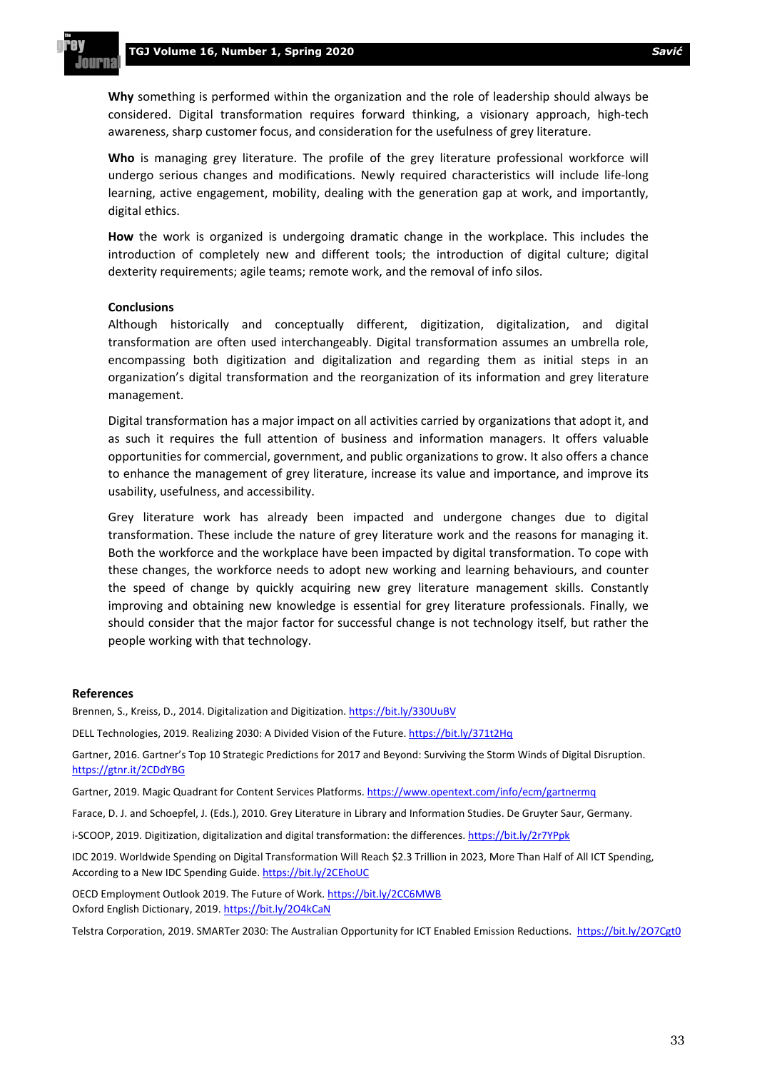**Why** something is performed within the organization and the role of leadership should always be considered. Digital transformation requires forward thinking, a visionary approach, high-tech awareness, sharp customer focus, and consideration for the usefulness of grey literature.

**Who** is managing grey literature. The profile of the grey literature professional workforce will undergo serious changes and modifications. Newly required characteristics will include life-long learning, active engagement, mobility, dealing with the generation gap at work, and importantly, digital ethics.

**How** the work is organized is undergoing dramatic change in the workplace. This includes the introduction of completely new and different tools; the introduction of digital culture; digital dexterity requirements; agile teams; remote work, and the removal of info silos.

## Conclusions

Although historically and conceptually different, digitization, digitalization, and digital transformation are often used interchangeably. Digital transformation assumes an umbrella role, encompassing both digitization and digitalization and regarding them as initial steps in an organization's digital transformation and the reorganization of its information and grey literature management.

Digital transformation has a major impact on all activities carried by organizations that adopt it, and as such it requires the full attention of business and information managers. It offers valuable opportunities for commercial, government, and public organizations to grow. It also offers a chance to enhance the management of grey literature, increase its value and importance, and improve its usability, usefulness, and accessibility.

Grey literature work has already been impacted and undergone changes due to digital transformation. These include the nature of grey literature work and the reasons for managing it. Both the workforce and the workplace have been impacted by digital transformation. To cope with these changes, the workforce needs to adopt new working and learning behaviours, and counter the speed of change by quickly acquiring new grey literature management skills. Constantly improving and obtaining new knowledge is essential for grey literature professionals. Finally, we should consider that the major factor for successful change is not technology itself, but rather the people working with that technology.

## References

Brennen, S., Kreiss, D., 2014. Digitalization and Digitization. https://bit.ly/330UuBV

DELL Technologies, 2019. Realizing 2030: A Divided Vision of the Future. https://bit.ly/371t2Hq

Gartner, 2016. Gartner's Top 10 Strategic Predictions for 2017 and Beyond: Surviving the Storm Winds of Digital Disruption. https://gtnr.it/2CDdYBG

Gartner, 2019. Magic Quadrant for Content Services Platforms. https://www.opentext.com/info/ecm/gartnermq

Farace, D. J. and Schoepfel, J. (Eds.), 2010. Grey Literature in Library and Information Studies. De Gruyter Saur, Germany.

i-SCOOP, 2019. Digitization, digitalization and digital transformation: the differences. https://bit.ly/2r7YPpk

IDC 2019. Worldwide Spending on Digital Transformation Will Reach $2.3 Trillion in 2023, More Than Half of All ICT Spending, According to a New IDC Spending Guide. https://bit.ly/2CEhoUC

OECD Employment Outlook 2019. The Future of Work. https://bit.ly/2CC6MWB

Oxford English Dictionary, 2019. https://bit.ly/2O4kCaN

Telstra Corporation, 2019. SMARTer 2030: The Australian Opportunity for ICT Enabled Emission Reductions. https://bit.ly/2O7Cgt0